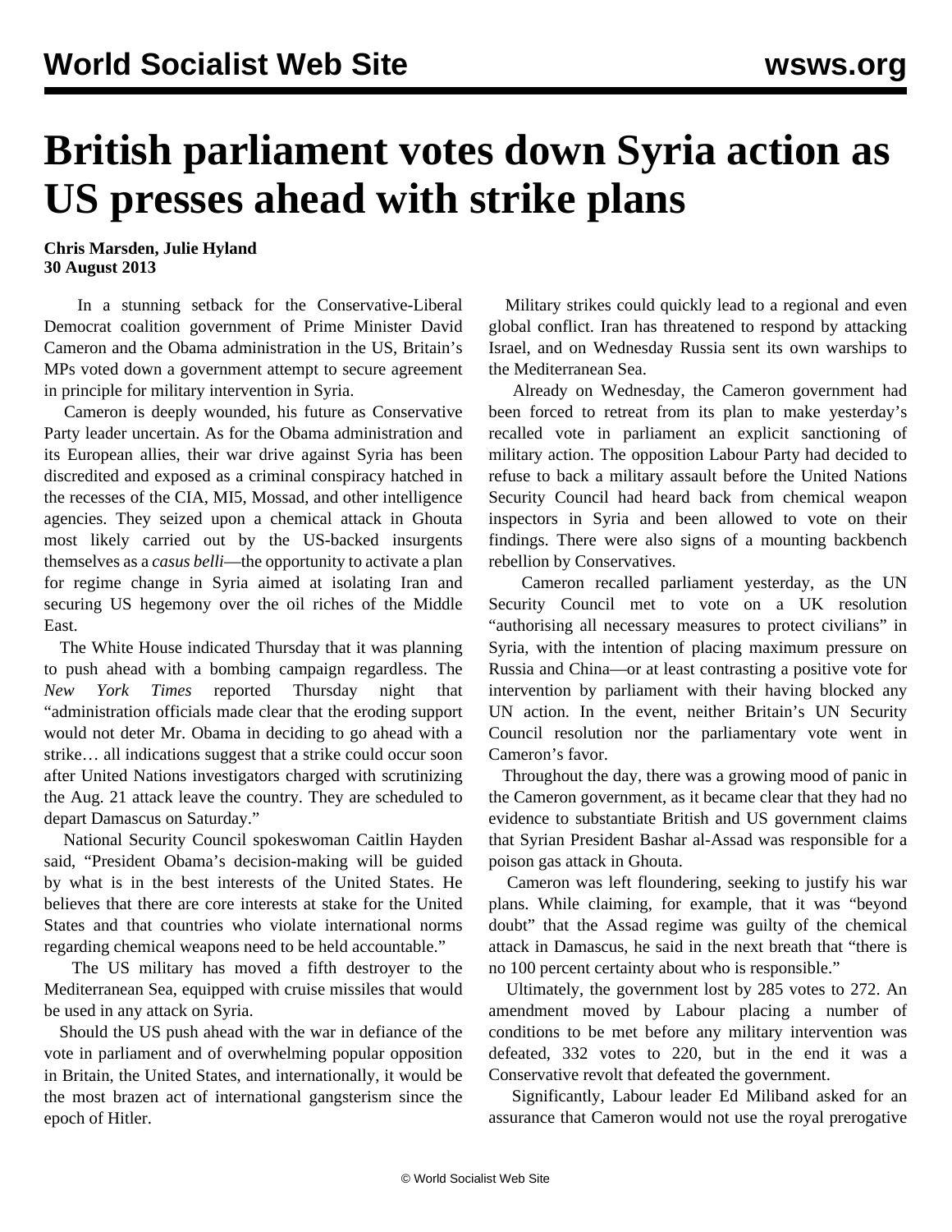# British parliament votes down Syria action as US presses ahead with strike plans

**Chris Marsden, Julie Hyland**
**30 August 2013**

In a stunning setback for the Conservative-Liberal Democrat coalition government of Prime Minister David Cameron and the Obama administration in the US, Britain's MPs voted down a government attempt to secure agreement in principle for military intervention in Syria.

Cameron is deeply wounded, his future as Conservative Party leader uncertain. As for the Obama administration and its European allies, their war drive against Syria has been discredited and exposed as a criminal conspiracy hatched in the recesses of the CIA, MI5, Mossad, and other intelligence agencies. They seized upon a chemical attack in Ghouta most likely carried out by the US-backed insurgents themselves as a *casus belli*—the opportunity to activate a plan for regime change in Syria aimed at isolating Iran and securing US hegemony over the oil riches of the Middle East.

The White House indicated Thursday that it was planning to push ahead with a bombing campaign regardless. The *New York Times* reported Thursday night that "administration officials made clear that the eroding support would not deter Mr. Obama in deciding to go ahead with a strike… all indications suggest that a strike could occur soon after United Nations investigators charged with scrutinizing the Aug. 21 attack leave the country. They are scheduled to depart Damascus on Saturday."

National Security Council spokeswoman Caitlin Hayden said, "President Obama's decision-making will be guided by what is in the best interests of the United States. He believes that there are core interests at stake for the United States and that countries who violate international norms regarding chemical weapons need to be held accountable."

The US military has moved a fifth destroyer to the Mediterranean Sea, equipped with cruise missiles that would be used in any attack on Syria.

Should the US push ahead with the war in defiance of the vote in parliament and of overwhelming popular opposition in Britain, the United States, and internationally, it would be the most brazen act of international gangsterism since the epoch of Hitler.

Military strikes could quickly lead to a regional and even global conflict. Iran has threatened to respond by attacking Israel, and on Wednesday Russia sent its own warships to the Mediterranean Sea.

Already on Wednesday, the Cameron government had been forced to retreat from its plan to make yesterday's recalled vote in parliament an explicit sanctioning of military action. The opposition Labour Party had decided to refuse to back a military assault before the United Nations Security Council had heard back from chemical weapon inspectors in Syria and been allowed to vote on their findings. There were also signs of a mounting backbench rebellion by Conservatives.

Cameron recalled parliament yesterday, as the UN Security Council met to vote on a UK resolution "authorising all necessary measures to protect civilians" in Syria, with the intention of placing maximum pressure on Russia and China—or at least contrasting a positive vote for intervention by parliament with their having blocked any UN action. In the event, neither Britain's UN Security Council resolution nor the parliamentary vote went in Cameron's favor.

Throughout the day, there was a growing mood of panic in the Cameron government, as it became clear that they had no evidence to substantiate British and US government claims that Syrian President Bashar al-Assad was responsible for a poison gas attack in Ghouta.

Cameron was left floundering, seeking to justify his war plans. While claiming, for example, that it was "beyond doubt" that the Assad regime was guilty of the chemical attack in Damascus, he said in the next breath that "there is no 100 percent certainty about who is responsible."

Ultimately, the government lost by 285 votes to 272. An amendment moved by Labour placing a number of conditions to be met before any military intervention was defeated, 332 votes to 220, but in the end it was a Conservative revolt that defeated the government.

Significantly, Labour leader Ed Miliband asked for an assurance that Cameron would not use the royal prerogative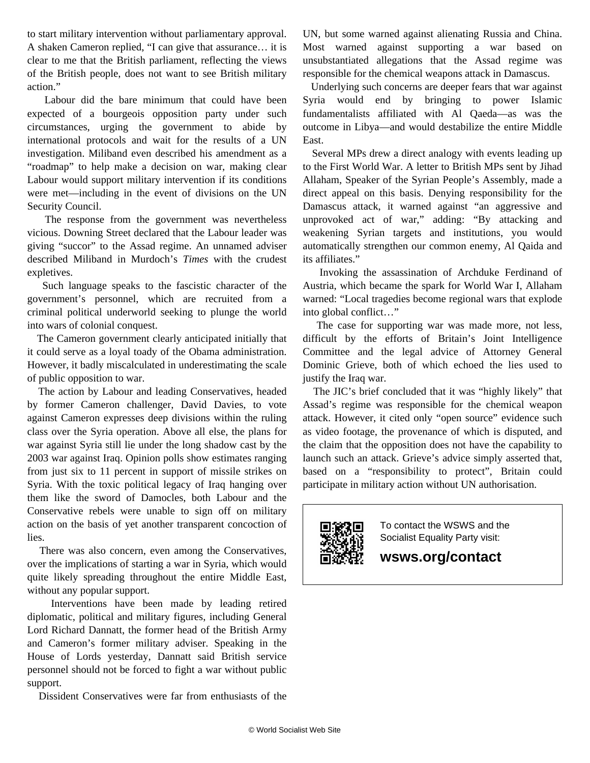to start military intervention without parliamentary approval. A shaken Cameron replied, “I can give that assurance… it is clear to me that the British parliament, reflecting the views of the British people, does not want to see British military action.”

Labour did the bare minimum that could have been expected of a bourgeois opposition party under such circumstances, urging the government to abide by international protocols and wait for the results of a UN investigation. Miliband even described his amendment as a “roadmap” to help make a decision on war, making clear Labour would support military intervention if its conditions were met—including in the event of divisions on the UN Security Council.

The response from the government was nevertheless vicious. Downing Street declared that the Labour leader was giving “succor” to the Assad regime. An unnamed adviser described Miliband in Murdoch’s *Times* with the crudest expletives.

Such language speaks to the fascistic character of the government’s personnel, which are recruited from a criminal political underworld seeking to plunge the world into wars of colonial conquest.

The Cameron government clearly anticipated initially that it could serve as a loyal toady of the Obama administration. However, it badly miscalculated in underestimating the scale of public opposition to war.

The action by Labour and leading Conservatives, headed by former Cameron challenger, David Davies, to vote against Cameron expresses deep divisions within the ruling class over the Syria operation. Above all else, the plans for war against Syria still lie under the long shadow cast by the 2003 war against Iraq. Opinion polls show estimates ranging from just six to 11 percent in support of missile strikes on Syria. With the toxic political legacy of Iraq hanging over them like the sword of Damocles, both Labour and the Conservative rebels were unable to sign off on military action on the basis of yet another transparent concoction of lies.

There was also concern, even among the Conservatives, over the implications of starting a war in Syria, which would quite likely spreading throughout the entire Middle East, without any popular support.

Interventions have been made by leading retired diplomatic, political and military figures, including General Lord Richard Dannatt, the former head of the British Army and Cameron’s former military adviser. Speaking in the House of Lords yesterday, Dannatt said British service personnel should not be forced to fight a war without public support.

Dissident Conservatives were far from enthusiasts of the UN, but some warned against alienating Russia and China. Most warned against supporting a war based on unsubstantiated allegations that the Assad regime was responsible for the chemical weapons attack in Damascus.

Underlying such concerns are deeper fears that war against Syria would end by bringing to power Islamic fundamentalists affiliated with Al Qaeda—as was the outcome in Libya—and would destabilize the entire Middle East.

Several MPs drew a direct analogy with events leading up to the First World War. A letter to British MPs sent by Jihad Allaham, Speaker of the Syrian People’s Assembly, made a direct appeal on this basis. Denying responsibility for the Damascus attack, it warned against “an aggressive and unprovoked act of war,” adding: “By attacking and weakening Syrian targets and institutions, you would automatically strengthen our common enemy, Al Qaida and its affiliates.”

Invoking the assassination of Archduke Ferdinand of Austria, which became the spark for World War I, Allaham warned: “Local tragedies become regional wars that explode into global conflict…”

The case for supporting war was made more, not less, difficult by the efforts of Britain’s Joint Intelligence Committee and the legal advice of Attorney General Dominic Grieve, both of which echoed the lies used to justify the Iraq war.

The JIC’s brief concluded that it was “highly likely” that Assad’s regime was responsible for the chemical weapon attack. However, it cited only “open source” evidence such as video footage, the provenance of which is disputed, and the claim that the opposition does not have the capability to launch such an attack. Grieve’s advice simply asserted that, based on a “responsibility to protect”, Britain could participate in military action without UN authorisation.

To contact the WSWS and the Socialist Equality Party visit:

**wsws.org/contact**